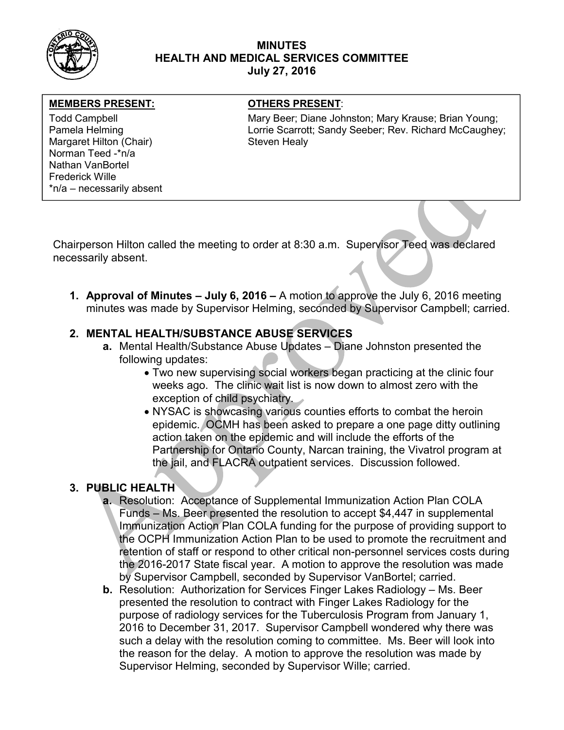# MINUTES
## HEALTH AND MEDICAL SERVICES COMMITTEE
### July 27, 2016

| MEMBERS PRESENT: | OTHERS PRESENT: |
| --- | --- |
| Todd Campbell<br>Pamela Helming<br>Margaret Hilton (Chair)<br>Norman Teed -*n/a<br>Nathan VanBortel<br>Frederick Wille<br>*n/a – necessarily absent | Mary Beer; Diane Johnston; Mary Krause; Brian Young; Lorrie Scarrott; Sandy Seeber; Rev. Richard McCaughey; Steven Healy |

Chairperson Hilton called the meeting to order at 8:30 a.m. Supervisor Teed was declared necessarily absent.

1. **Approval of Minutes – July 6, 2016 –** A motion to approve the July 6, 2016 meeting minutes was made by Supervisor Helming, seconded by Supervisor Campbell; carried.

2. **MENTAL HEALTH/SUBSTANCE ABUSE SERVICES**
   - **a.** Mental Health/Substance Abuse Updates – Diane Johnston presented the following updates:
     - Two new supervising social workers began practicing at the clinic four weeks ago. The clinic wait list is now down to almost zero with the exception of child psychiatry.
     - NYSAC is showcasing various counties efforts to combat the heroin epidemic. OCMH has been asked to prepare a one page ditty outlining action taken on the epidemic and will include the efforts of the Partnership for Ontario County, Narcan training, the Vivatrol program at the jail, and FLACRA outpatient services. Discussion followed.

3. **PUBLIC HEALTH**
   - **a.** Resolution: Acceptance of Supplemental Immunization Action Plan COLA Funds – Ms. Beer presented the resolution to accept $4,447 in supplemental Immunization Action Plan COLA funding for the purpose of providing support to the OCPH Immunization Action Plan to be used to promote the recruitment and retention of staff or respond to other critical non-personnel services costs during the 2016-2017 State fiscal year. A motion to approve the resolution was made by Supervisor Campbell, seconded by Supervisor VanBortel; carried.
   - **b.** Resolution: Authorization for Services Finger Lakes Radiology – Ms. Beer presented the resolution to contract with Finger Lakes Radiology for the purpose of radiology services for the Tuberculosis Program from January 1, 2016 to December 31, 2017. Supervisor Campbell wondered why there was such a delay with the resolution coming to committee. Ms. Beer will look into the reason for the delay. A motion to approve the resolution was made by Supervisor Helming, seconded by Supervisor Wille; carried.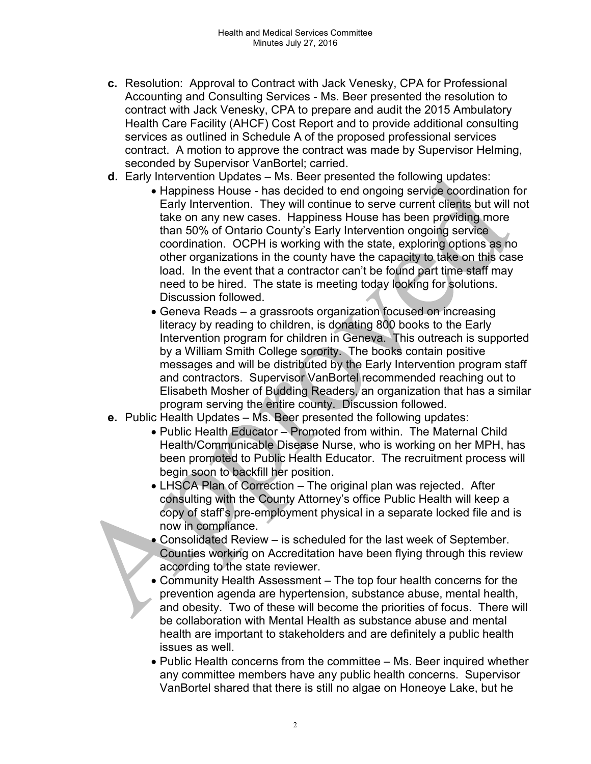**c.** Resolution: Approval to Contract with Jack Venesky, CPA for Professional Accounting and Consulting Services - Ms. Beer presented the resolution to contract with Jack Venesky, CPA to prepare and audit the 2015 Ambulatory Health Care Facility (AHCF) Cost Report and to provide additional consulting services as outlined in Schedule A of the proposed professional services contract. A motion to approve the contract was made by Supervisor Helming, seconded by Supervisor VanBortel; carried.

**d.** Early Intervention Updates – Ms. Beer presented the following updates:

- Happiness House - has decided to end ongoing service coordination for Early Intervention. They will continue to serve current clients but will not take on any new cases. Happiness House has been providing more than 50% of Ontario County's Early Intervention ongoing service coordination. OCPH is working with the state, exploring options as no other organizations in the county have the capacity to take on this case load. In the event that a contractor can't be found part time staff may need to be hired. The state is meeting today looking for solutions. Discussion followed.
- Geneva Reads – a grassroots organization focused on increasing literacy by reading to children, is donating 800 books to the Early Intervention program for children in Geneva. This outreach is supported by a William Smith College sorority. The books contain positive messages and will be distributed by the Early Intervention program staff and contractors. Supervisor VanBortel recommended reaching out to Elisabeth Mosher of Budding Readers, an organization that has a similar program serving the entire county. Discussion followed.

**e.** Public Health Updates – Ms. Beer presented the following updates:

- Public Health Educator – Promoted from within. The Maternal Child Health/Communicable Disease Nurse, who is working on her MPH, has been promoted to Public Health Educator. The recruitment process will begin soon to backfill her position.
- LHSCA Plan of Correction – The original plan was rejected. After consulting with the County Attorney's office Public Health will keep a copy of staff's pre-employment physical in a separate locked file and is now in compliance.
- Consolidated Review – is scheduled for the last week of September. Counties working on Accreditation have been flying through this review according to the state reviewer.
- Community Health Assessment – The top four health concerns for the prevention agenda are hypertension, substance abuse, mental health, and obesity. Two of these will become the priorities of focus. There will be collaboration with Mental Health as substance abuse and mental health are important to stakeholders and are definitely a public health issues as well.
- Public Health concerns from the committee – Ms. Beer inquired whether any committee members have any public health concerns. Supervisor VanBortel shared that there is still no algae on Honeoye Lake, but he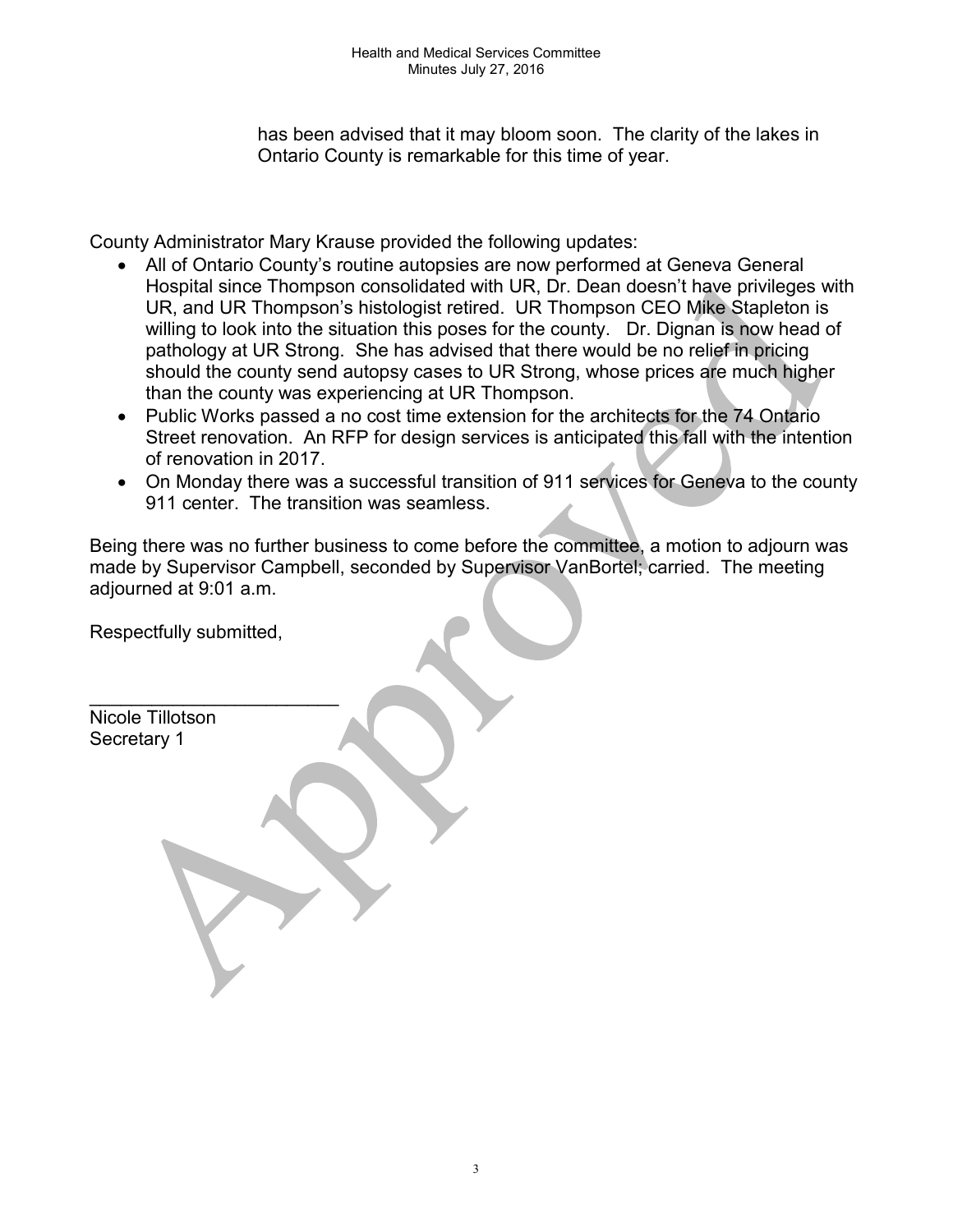has been advised that it may bloom soon. The clarity of the lakes in Ontario County is remarkable for this time of year.

County Administrator Mary Krause provided the following updates:

- All of Ontario County's routine autopsies are now performed at Geneva General Hospital since Thompson consolidated with UR, Dr. Dean doesn't have privileges with UR, and UR Thompson's histologist retired. UR Thompson CEO Mike Stapleton is willing to look into the situation this poses for the county. Dr. Dignan is now head of pathology at UR Strong. She has advised that there would be no relief in pricing should the county send autopsy cases to UR Strong, whose prices are much higher than the county was experiencing at UR Thompson.
- Public Works passed a no cost time extension for the architects for the 74 Ontario Street renovation. An RFP for design services is anticipated this fall with the intention of renovation in 2017.
- On Monday there was a successful transition of 911 services for Geneva to the county 911 center. The transition was seamless.

Being there was no further business to come before the committee, a motion to adjourn was made by Supervisor Campbell, seconded by Supervisor VanBortel; carried. The meeting adjourned at 9:01 a.m.

Respectfully submitted,

\_\_\_\_\_\_\_\_\_\_\_\_\_\_\_\_\_\_\_\_\_\_\_\_\_
Nicole Tillotson
Secretary 1

Approved